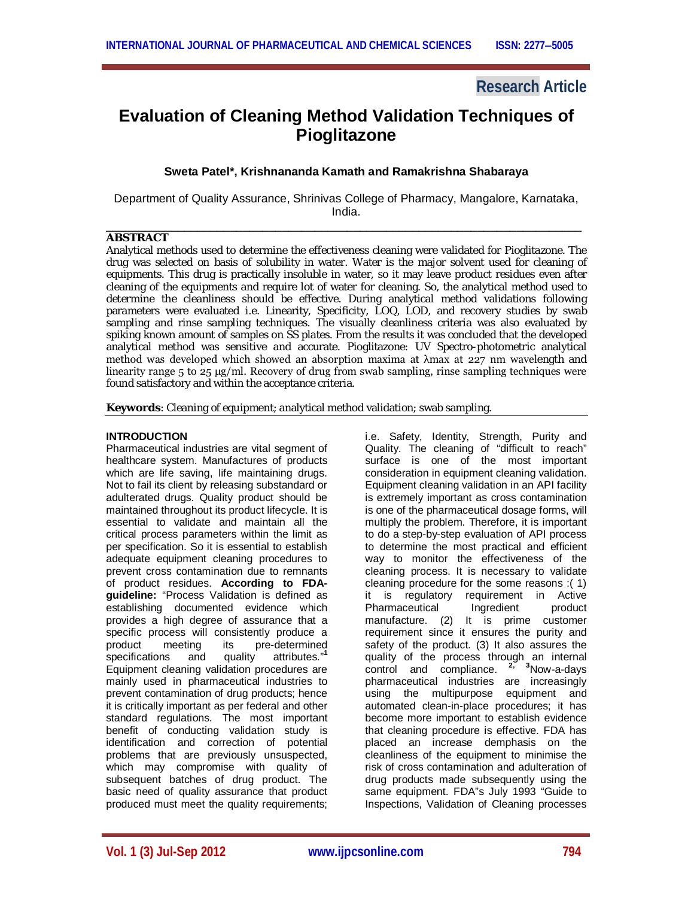Research Article

# Evaluation of Cleaning Method Validation Techniques of Pioglitazone

**Sweta Patel*, Krishnananda Kamath and Ramakrishna Shabaraya**

Department of Quality Assurance, Shrinivas College of Pharmacy, Mangalore, Karnataka, India.

## ABSTRACT

Analytical methods used to determine the effectiveness cleaning were validated for Pioglitazone. The drug was selected on basis of solubility in water. Water is the major solvent used for cleaning of equipments. This drug is practically insoluble in water, so it may leave product residues even after cleaning of the equipments and require lot of water for cleaning. So, the analytical method used to determine the cleanliness should be effective. During analytical method validations following parameters were evaluated i.e. Linearity, Specificity, LOQ, LOD, and recovery studies by swab sampling and rinse sampling techniques. The visually cleanliness criteria was also evaluated by spiking known amount of samples on SS plates. From the results it was concluded that the developed analytical method was sensitive and accurate. Pioglitazone: UV Spectro-photometric analytical method was developed which showed an absorption maxima at λmax at 227 nm wavelength and linearity range 5 to 25 μg/ml. Recovery of drug from swab sampling, rinse sampling techniques were found satisfactory and within the acceptance criteria.

**Keywords**: Cleaning of equipment; analytical method validation; swab sampling.

## INTRODUCTION

Pharmaceutical industries are vital segment of healthcare system. Manufactures of products which are life saving, life maintaining drugs. Not to fail its client by releasing substandard or adulterated drugs. Quality product should be maintained throughout its product lifecycle. It is essential to validate and maintain all the critical process parameters within the limit as per specification. So it is essential to establish adequate equipment cleaning procedures to prevent cross contamination due to remnants of product residues. **According to FDA-guideline:** "Process Validation is defined as establishing documented evidence which provides a high degree of assurance that a specific process will consistently produce a product meeting its pre-determined specifications and quality attributes."[1] Equipment cleaning validation procedures are mainly used in pharmaceutical industries to prevent contamination of drug products; hence it is critically important as per federal and other standard regulations. The most important benefit of conducting validation study is identification and correction of potential problems that are previously unsuspected, which may compromise with quality of subsequent batches of drug product. The basic need of quality assurance that product produced must meet the quality requirements; i.e. Safety, Identity, Strength, Purity and Quality. The cleaning of "difficult to reach" surface is one of the most important consideration in equipment cleaning validation. Equipment cleaning validation in an API facility is extremely important as cross contamination is one of the pharmaceutical dosage forms, will multiply the problem. Therefore, it is important to do a step-by-step evaluation of API process to determine the most practical and efficient way to monitor the effectiveness of the cleaning process. It is necessary to validate cleaning procedure for the some reasons :( 1) it is regulatory requirement in Active Pharmaceutical Ingredient product manufacture. (2) It is prime customer requirement since it ensures the purity and safety of the product. (3) It also assures the quality of the process through an internal control and compliance. [2, 3]Now-a-days pharmaceutical industries are increasingly using the multipurpose equipment and automated clean-in-place procedures; it has become more important to establish evidence that cleaning procedure is effective. FDA has placed an increase demphasis on the cleanliness of the equipment to minimise the risk of cross contamination and adulteration of drug products made subsequently using the same equipment. FDA"s July 1993 "Guide to Inspections, Validation of Cleaning processes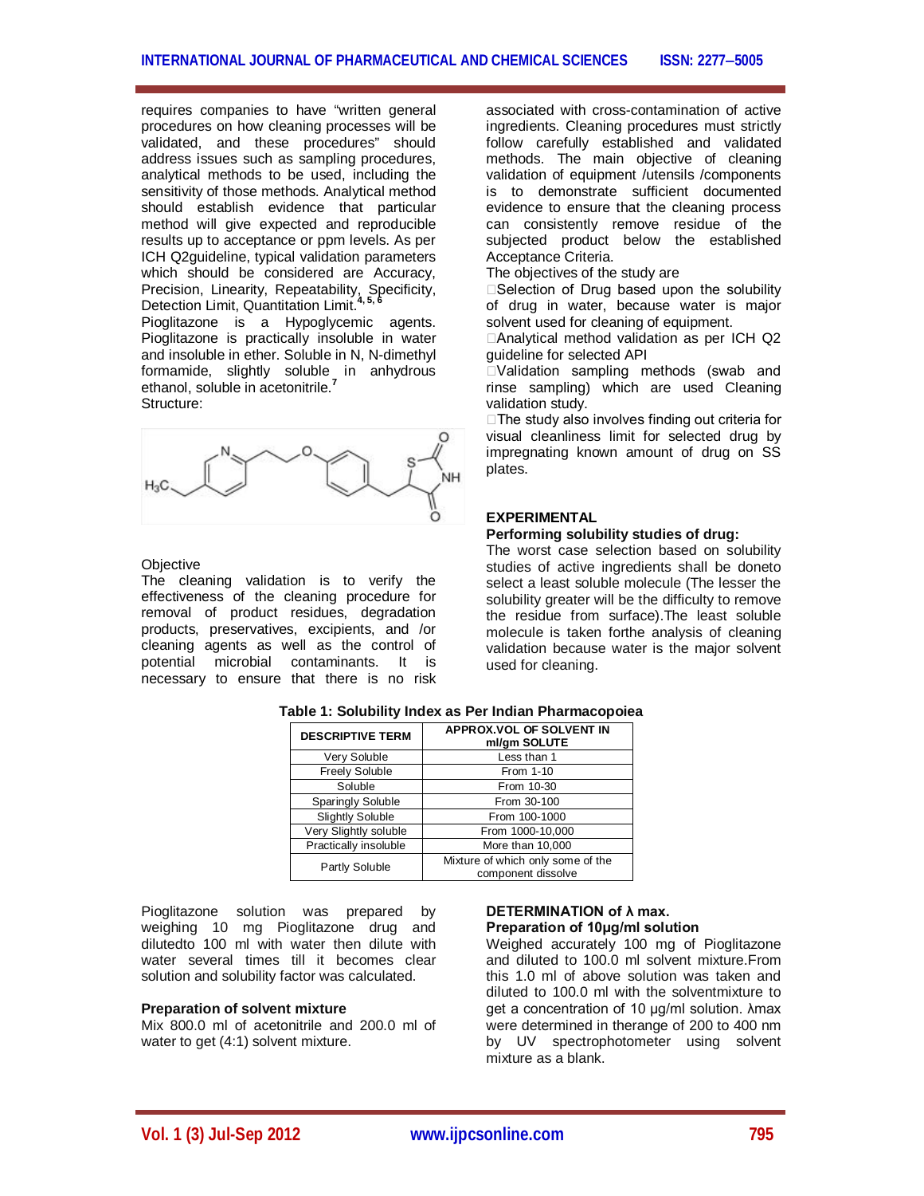requires companies to have "written general procedures on how cleaning processes will be validated, and these procedures" should address issues such as sampling procedures, analytical methods to be used, including the sensitivity of those methods. Analytical method should establish evidence that particular method will give expected and reproducible results up to acceptance or ppm levels. As per ICH Q2guideline, typical validation parameters which should be considered are Accuracy, Precision, Linearity, Repeatability, Specificity, Detection Limit, Quantitation Limit.[4, 5, 6]

Pioglitazone is a Hypoglycemic agents. Pioglitazone is practically insoluble in water and insoluble in ether. Soluble in N, N-dimethyl formamide, slightly soluble in anhydrous ethanol, soluble in acetonitrile.[7]

Structure:

Objective

The cleaning validation is to verify the effectiveness of the cleaning procedure for removal of product residues, degradation products, preservatives, excipients, and /or cleaning agents as well as the control of potential microbial contaminants. It is necessary to ensure that there is no risk associated with cross-contamination of active ingredients. Cleaning procedures must strictly follow carefully established and validated methods. The main objective of cleaning validation of equipment /utensils /components is to demonstrate sufficient documented evidence to ensure that the cleaning process can consistently remove residue of the subjected product below the established Acceptance Criteria.

The objectives of the study are

- Selection of Drug based upon the solubility of drug in water, because water is major solvent used for cleaning of equipment.
- Analytical method validation as per ICH Q2 guideline for selected API
- Validation sampling methods (swab and rinse sampling) which are used Cleaning validation study.
- The study also involves finding out criteria for visual cleanliness limit for selected drug by impregnating known amount of drug on SS plates.

## EXPERIMENTAL

### Performing solubility studies of drug:

The worst case selection based on solubility studies of active ingredients shall be doneto select a least soluble molecule (The lesser the solubility greater will be the difficulty to remove the residue from surface).The least soluble molecule is taken forthe analysis of cleaning validation because water is the major solvent used for cleaning.

**Table 1: Solubility Index as Per Indian Pharmacopoiea**

| DESCRIPTIVE TERM | APPROX.VOL OF SOLVENT IN ml/gm SOLUTE |
|---|---|
| Very Soluble | Less than 1 |
| Freely Soluble | From 1-10 |
| Soluble | From 10-30 |
| Sparingly Soluble | From 30-100 |
| Slightly Soluble | From 100-1000 |
| Very Slightly soluble | From 1000-10,000 |
| Practically insoluble | More than 10,000 |
| Partly Soluble | Mixture of which only some of the component dissolve |

Pioglitazone solution was prepared by weighing 10 mg Pioglitazone drug and dilutedto 100 ml with water then dilute with water several times till it becomes clear solution and solubility factor was calculated.

### Preparation of solvent mixture

Mix 800.0 ml of acetonitrile and 200.0 ml of water to get (4:1) solvent mixture.

### DETERMINATION of λ max.

### Preparation of 10μg/ml solution

Weighed accurately 100 mg of Pioglitazone and diluted to 100.0 ml solvent mixture.From this 1.0 ml of above solution was taken and diluted to 100.0 ml with the solventmixture to get a concentration of 10 μg/ml solution. λmax were determined in therange of 200 to 400 nm by UV spectrophotometer using solvent mixture as a blank.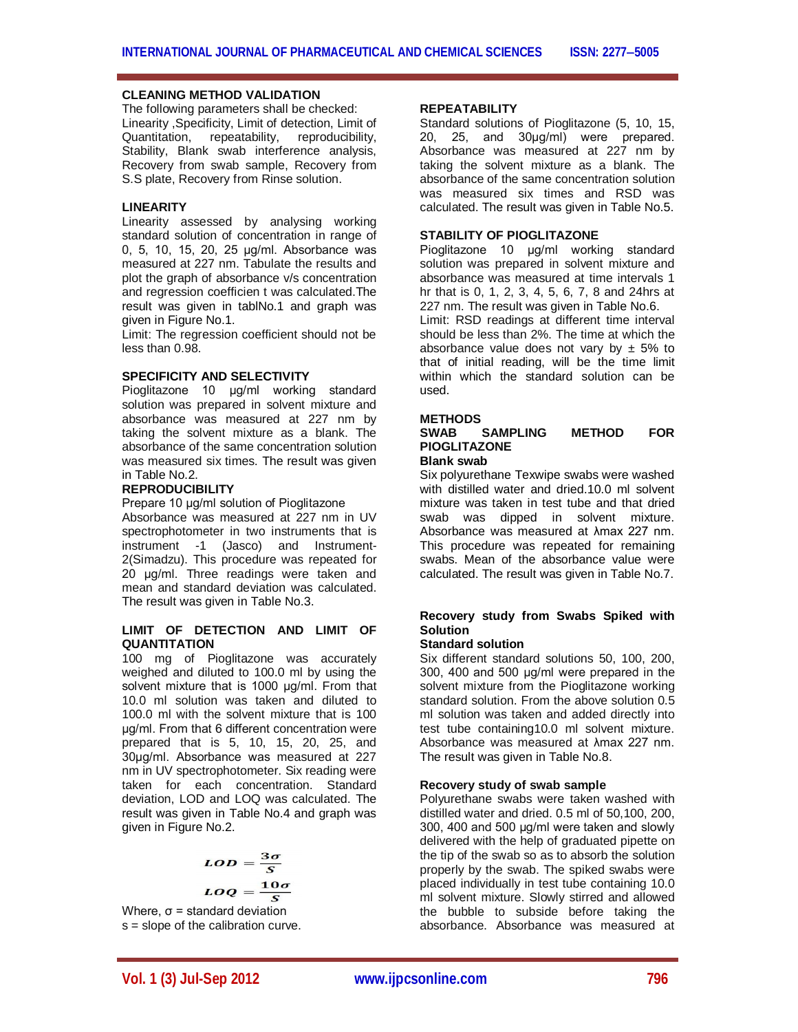## CLEANING METHOD VALIDATION

The following parameters shall be checked: Linearity ,Specificity, Limit of detection, Limit of Quantitation, repeatability, reproducibility, Stability, Blank swab interference analysis, Recovery from swab sample, Recovery from S.S plate, Recovery from Rinse solution.

### LINEARITY

Linearity assessed by analysing working standard solution of concentration in range of 0, 5, 10, 15, 20, 25 µg/ml. Absorbance was measured at 227 nm. Tabulate the results and plot the graph of absorbance v/s concentration and regression coefficien t was calculated.The result was given in tablNo.1 and graph was given in Figure No.1.

Limit: The regression coefficient should not be less than 0.98.

### SPECIFICITY AND SELECTIVITY

Pioglitazone 10 µg/ml working standard solution was prepared in solvent mixture and absorbance was measured at 227 nm by taking the solvent mixture as a blank. The absorbance of the same concentration solution was measured six times. The result was given in Table No.2.

### REPRODUCIBILITY

Prepare 10 µg/ml solution of Pioglitazone

Absorbance was measured at 227 nm in UV spectrophotometer in two instruments that is instrument -1 (Jasco) and Instrument-2(Simadzu). This procedure was repeated for 20 µg/ml. Three readings were taken and mean and standard deviation was calculated. The result was given in Table No.3.

### LIMIT OF DETECTION AND LIMIT OF QUANTITATION

100 mg of Pioglitazone was accurately weighed and diluted to 100.0 ml by using the solvent mixture that is 1000 µg/ml. From that 10.0 ml solution was taken and diluted to 100.0 ml with the solvent mixture that is 100 µg/ml. From that 6 different concentration were prepared that is 5, 10, 15, 20, 25, and 30µg/ml. Absorbance was measured at 227 nm in UV spectrophotometer. Six reading were taken for each concentration. Standard deviation, LOD and LOQ was calculated. The result was given in Table No.4 and graph was given in Figure No.2.

$$LOD = \frac{3\sigma}{S}$$

$$LOQ = \frac{10\sigma}{S}$$

Where, σ = standard deviation

s = slope of the calibration curve.

### REPEATABILITY

Standard solutions of Pioglitazone (5, 10, 15, 20, 25, and 30µg/ml) were prepared. Absorbance was measured at 227 nm by taking the solvent mixture as a blank. The absorbance of the same concentration solution was measured six times and RSD was calculated. The result was given in Table No.5.

### STABILITY OF PIOGLITAZONE

Pioglitazone 10 µg/ml working standard solution was prepared in solvent mixture and absorbance was measured at time intervals 1 hr that is 0, 1, 2, 3, 4, 5, 6, 7, 8 and 24hrs at 227 nm. The result was given in Table No.6.

Limit: RSD readings at different time interval should be less than 2%. The time at which the absorbance value does not vary by ± 5% to that of initial reading, will be the time limit within which the standard solution can be used.

## METHODS

### SWAB SAMPLING METHOD FOR PIOGLITAZONE

**Blank swab**

Six polyurethane Texwipe swabs were washed with distilled water and dried.10.0 ml solvent mixture was taken in test tube and that dried swab was dipped in solvent mixture. Absorbance was measured at λmax 227 nm. This procedure was repeated for remaining swabs. Mean of the absorbance value were calculated. The result was given in Table No.7.

### Recovery study from Swabs Spiked with Solution

**Standard solution**

Six different standard solutions 50, 100, 200, 300, 400 and 500 µg/ml were prepared in the solvent mixture from the Pioglitazone working standard solution. From the above solution 0.5 ml solution was taken and added directly into test tube containing10.0 ml solvent mixture. Absorbance was measured at λmax 227 nm. The result was given in Table No.8.

**Recovery study of swab sample**

Polyurethane swabs were taken washed with distilled water and dried. 0.5 ml of 50,100, 200, 300, 400 and 500 µg/ml were taken and slowly delivered with the help of graduated pipette on the tip of the swab so as to absorb the solution properly by the swab. The spiked swabs were placed individually in test tube containing 10.0 ml solvent mixture. Slowly stirred and allowed the bubble to subside before taking the absorbance. Absorbance was measured at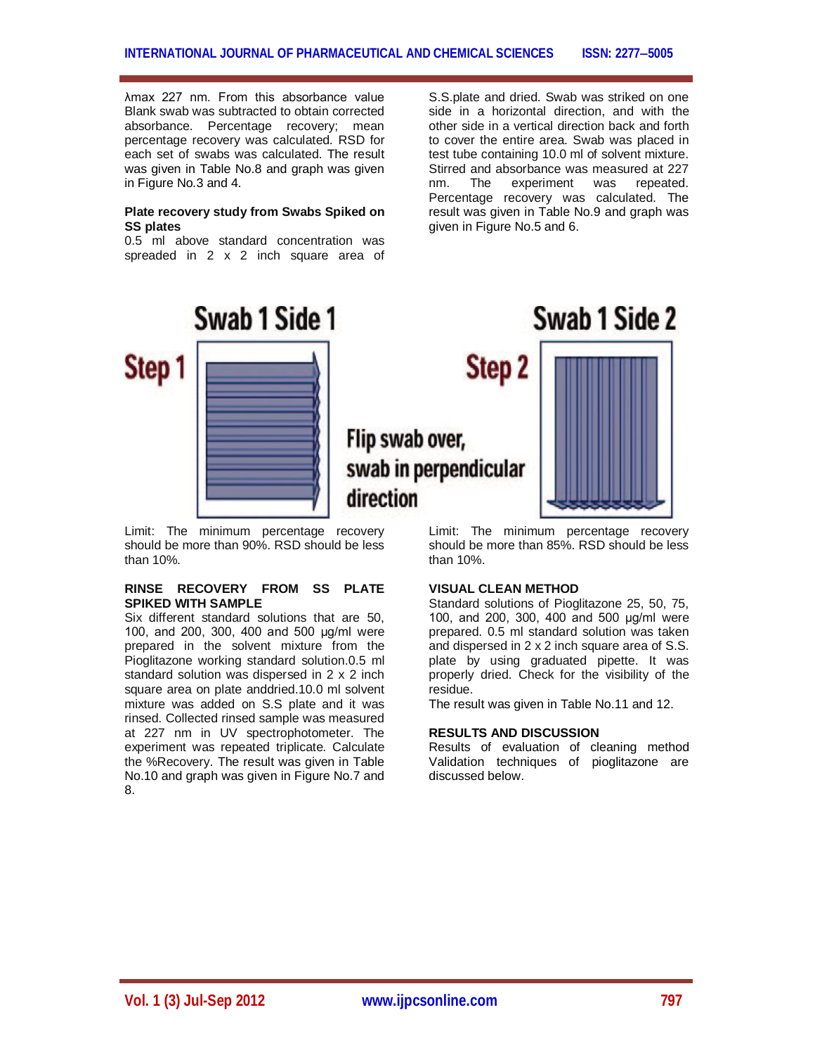λmax 227 nm. From this absorbance value Blank swab was subtracted to obtain corrected absorbance. Percentage recovery; mean percentage recovery was calculated. RSD for each set of swabs was calculated. The result was given in Table No.8 and graph was given in Figure No.3 and 4.

**Plate recovery study from Swabs Spiked on SS plates**

0.5 ml above standard concentration was spreaded in 2 x 2 inch square area of S.S.plate and dried. Swab was striked on one side in a horizontal direction, and with the other side in a vertical direction back and forth to cover the entire area. Swab was placed in test tube containing 10.0 ml of solvent mixture. Stirred and absorbance was measured at 227 nm. The experiment was repeated. Percentage recovery was calculated. The result was given in Table No.9 and graph was given in Figure No.5 and 6.

Swab 1 Side 1 — Step 1

Flip swab over, swab in perpendicular direction

Swab 1 Side 2 — Step 2

Limit: The minimum percentage recovery should be more than 90%. RSD should be less than 10%.

Limit: The minimum percentage recovery should be more than 85%. RSD should be less than 10%.

**RINSE RECOVERY FROM SS PLATE SPIKED WITH SAMPLE**

Six different standard solutions that are 50, 100, and 200, 300, 400 and 500 µg/ml were prepared in the solvent mixture from the Pioglitazone working standard solution.0.5 ml standard solution was dispersed in 2 x 2 inch square area on plate anddried.10.0 ml solvent mixture was added on S.S plate and it was rinsed. Collected rinsed sample was measured at 227 nm in UV spectrophotometer. The experiment was repeated triplicate. Calculate the %Recovery. The result was given in Table No.10 and graph was given in Figure No.7 and 8.

**VISUAL CLEAN METHOD**

Standard solutions of Pioglitazone 25, 50, 75, 100, and 200, 300, 400 and 500 µg/ml were prepared. 0.5 ml standard solution was taken and dispersed in 2 x 2 inch square area of S.S. plate by using graduated pipette. It was properly dried. Check for the visibility of the residue.

The result was given in Table No.11 and 12.

**RESULTS AND DISCUSSION**

Results of evaluation of cleaning method Validation techniques of pioglitazone are discussed below.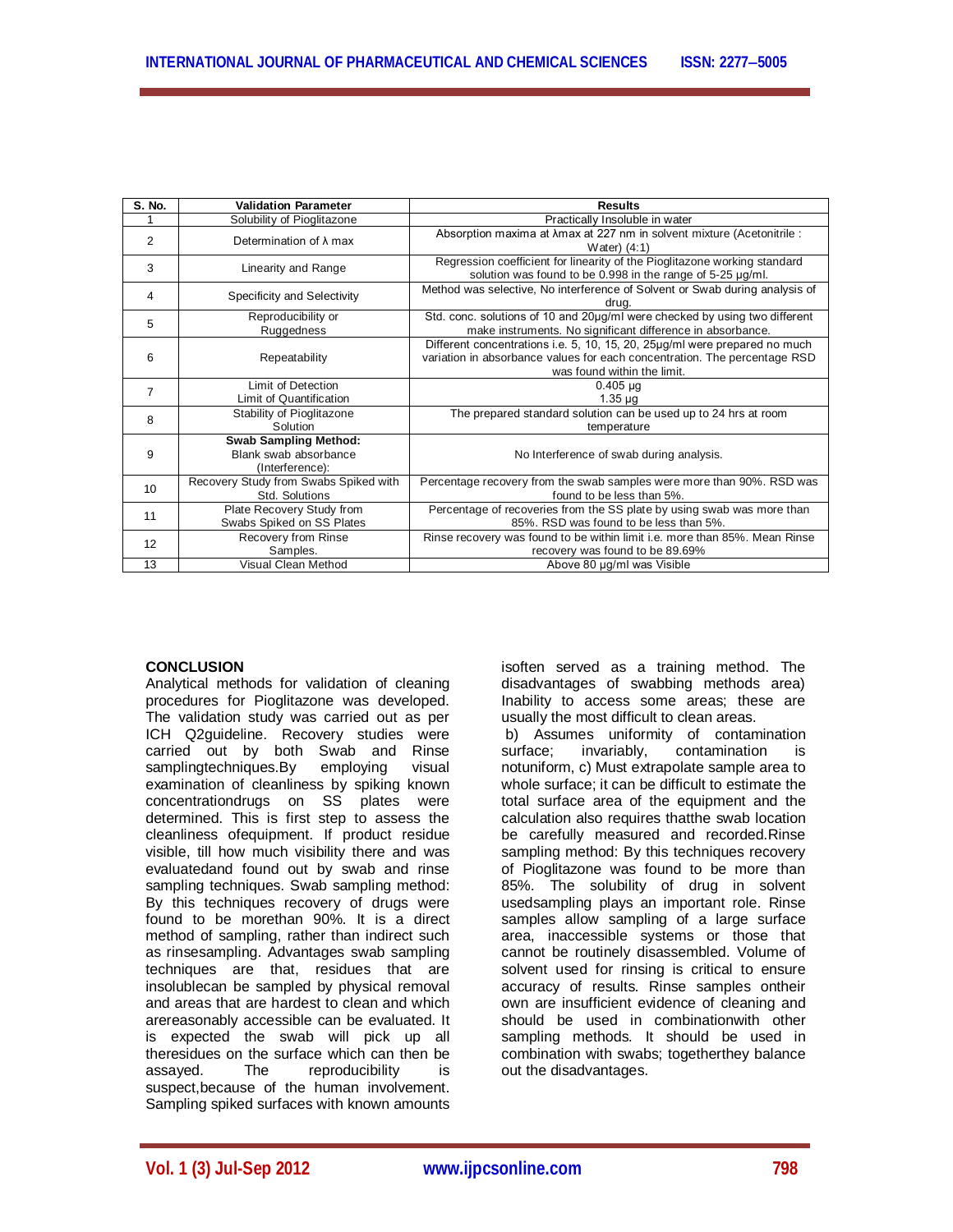| S. No. | Validation Parameter | Results |
|---|---|---|
| 1 | Solubility of Pioglitazone | Practically Insoluble in water |
| 2 | Determination of λ max | Absorption maxima at λmax at 227 nm in solvent mixture (Acetonitrile : Water) (4:1) |
| 3 | Linearity and Range | Regression coefficient for linearity of the Pioglitazone working standard solution was found to be 0.998 in the range of 5-25 µg/ml. |
| 4 | Specificity and Selectivity | Method was selective, No interference of Solvent or Swab during analysis of drug. |
| 5 | Reproducibility or Ruggedness | Std. conc. solutions of 10 and 20µg/ml were checked by using two different make instruments. No significant difference in absorbance. |
| 6 | Repeatability | Different concentrations i.e. 5, 10, 15, 20, 25µg/ml were prepared no much variation in absorbance values for each concentration. The percentage RSD was found within the limit. |
| 7 | Limit of Detection<br>Limit of Quantification | 0.405 µg<br>1.35 µg |
| 8 | Stability of Pioglitazone Solution | The prepared standard solution can be used up to 24 hrs at room temperature |
| 9 | **Swab Sampling Method:**<br>Blank swab absorbance (Interference): | No Interference of swab during analysis. |
| 10 | Recovery Study from Swabs Spiked with Std. Solutions | Percentage recovery from the swab samples were more than 90%. RSD was found to be less than 5%. |
| 11 | Plate Recovery Study from Swabs Spiked on SS Plates | Percentage of recoveries from the SS plate by using swab was more than 85%. RSD was found to be less than 5%. |
| 12 | Recovery from Rinse Samples. | Rinse recovery was found to be within limit i.e. more than 85%. Mean Rinse recovery was found to be 89.69% |
| 13 | Visual Clean Method | Above 80 µg/ml was Visible |

## CONCLUSION

Analytical methods for validation of cleaning procedures for Pioglitazone was developed. The validation study was carried out as per ICH Q2guideline. Recovery studies were carried out by both Swab and Rinse samplingtechniques.By employing visual examination of cleanliness by spiking known concentrationdrugs on SS plates were determined. This is first step to assess the cleanliness ofequipment. If product residue visible, till how much visibility there and was evaluatedand found out by swab and rinse sampling techniques. Swab sampling method: By this techniques recovery of drugs were found to be morethan 90%. It is a direct method of sampling, rather than indirect such as rinsesampling. Advantages swab sampling techniques are that, residues that are insolublecan be sampled by physical removal and areas that are hardest to clean and which arereasonably accessible can be evaluated. It is expected the swab will pick up all theresidues on the surface which can then be assayed. The reproducibility is suspect,because of the human involvement. Sampling spiked surfaces with known amounts isoften served as a training method. The disadvantages of swabbing methods area) Inability to access some areas; these are usually the most difficult to clean areas.

b) Assumes uniformity of contamination surface; invariably, contamination is notuniform, c) Must extrapolate sample area to whole surface; it can be difficult to estimate the total surface area of the equipment and the calculation also requires thatthe swab location be carefully measured and recorded.Rinse sampling method: By this techniques recovery of Pioglitazone was found to be more than 85%. The solubility of drug in solvent usedsampling plays an important role. Rinse samples allow sampling of a large surface area, inaccessible systems or those that cannot be routinely disassembled. Volume of solvent used for rinsing is critical to ensure accuracy of results. Rinse samples ontheir own are insufficient evidence of cleaning and should be used in combinationwith other sampling methods. It should be used in combination with swabs; togetherthey balance out the disadvantages.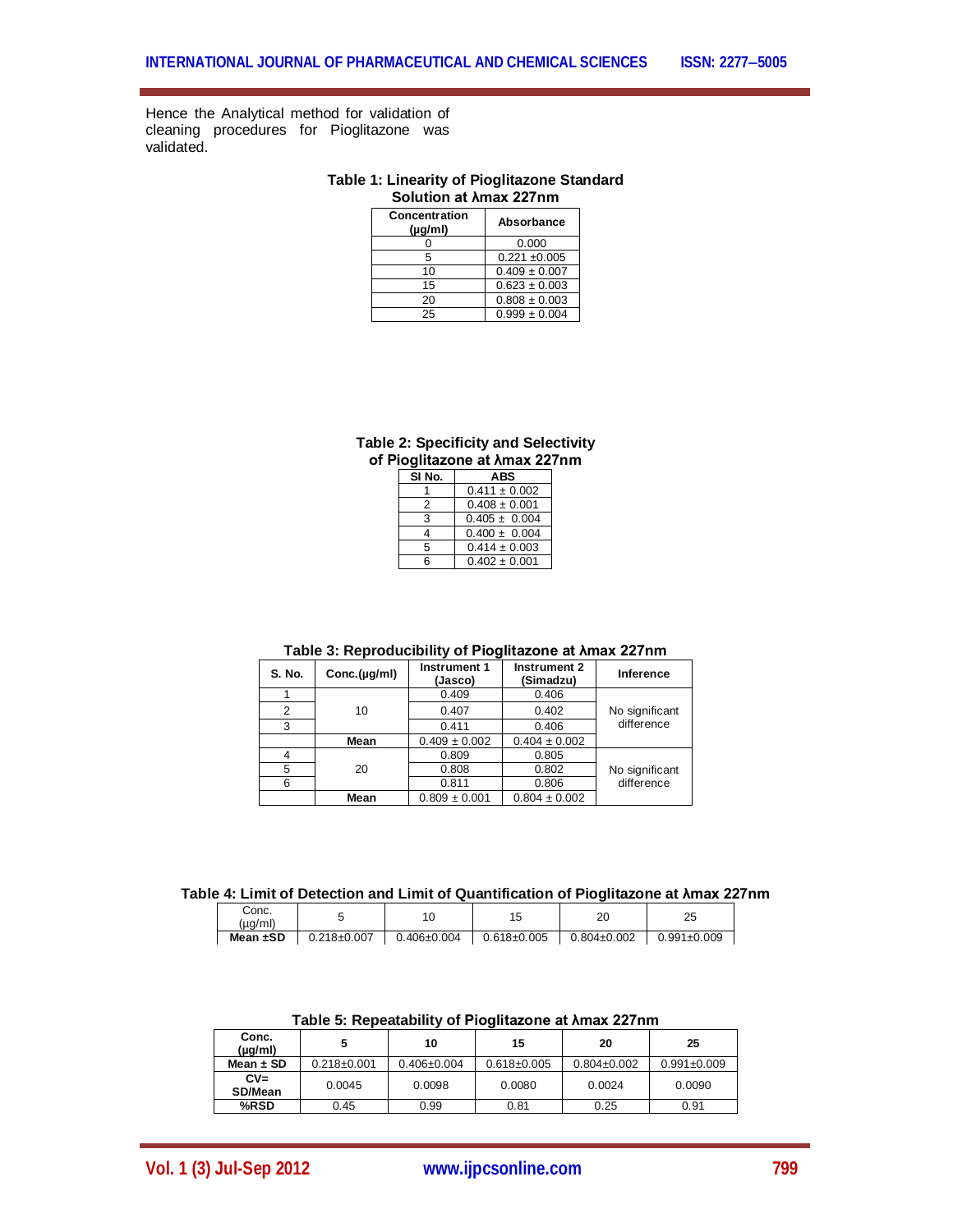Hence the Analytical method for validation of cleaning procedures for Pioglitazone was validated.

**Table 1: Linearity of Pioglitazone Standard Solution at λmax 227nm**

| Concentration (µg/ml) | Absorbance |
|---|---|
| 0 | 0.000 |
| 5 | 0.221 ±0.005 |
| 10 | 0.409 ± 0.007 |
| 15 | 0.623 ± 0.003 |
| 20 | 0.808 ± 0.003 |
| 25 | 0.999 ± 0.004 |

**Table 2: Specificity and Selectivity of Pioglitazone at λmax 227nm**

| SI No. | ABS |
|---|---|
| 1 | 0.411 ± 0.002 |
| 2 | 0.408 ± 0.001 |
| 3 | 0.405 ± 0.004 |
| 4 | 0.400 ± 0.004 |
| 5 | 0.414 ± 0.003 |
| 6 | 0.402 ± 0.001 |

**Table 3: Reproducibility of Pioglitazone at λmax 227nm**

| S. No. | Conc.(µg/ml) | Instrument 1 (Jasco) | Instrument 2 (Simadzu) | Inference |
|---|---|---|---|---|
| 1 | 10 | 0.409 | 0.406 | No significant difference |
| 2 | | 0.407 | 0.402 | |
| 3 | | 0.411 | 0.406 | |
| | Mean | 0.409 ± 0.002 | 0.404 ± 0.002 | |
| 4 | 20 | 0.809 | 0.805 | No significant difference |
| 5 | | 0.808 | 0.802 | |
| 6 | | 0.811 | 0.806 | |
| | Mean | 0.809 ± 0.001 | 0.804 ± 0.002 | |

**Table 4: Limit of Detection and Limit of Quantification of Pioglitazone at λmax 227nm**

| Conc. (µg/ml) | 5 | 10 | 15 | 20 | 25 |
|---|---|---|---|---|---|
| Mean ±SD | 0.218±0.007 | 0.406±0.004 | 0.618±0.005 | 0.804±0.002 | 0.991±0.009 |

**Table 5: Repeatability of Pioglitazone at λmax 227nm**

| Conc. (µg/ml) | 5 | 10 | 15 | 20 | 25 |
|---|---|---|---|---|---|
| Mean ± SD | 0.218±0.001 | 0.406±0.004 | 0.618±0.005 | 0.804±0.002 | 0.991±0.009 |
| CV= SD/Mean | 0.0045 | 0.0098 | 0.0080 | 0.0024 | 0.0090 |
| %RSD | 0.45 | 0.99 | 0.81 | 0.25 | 0.91 |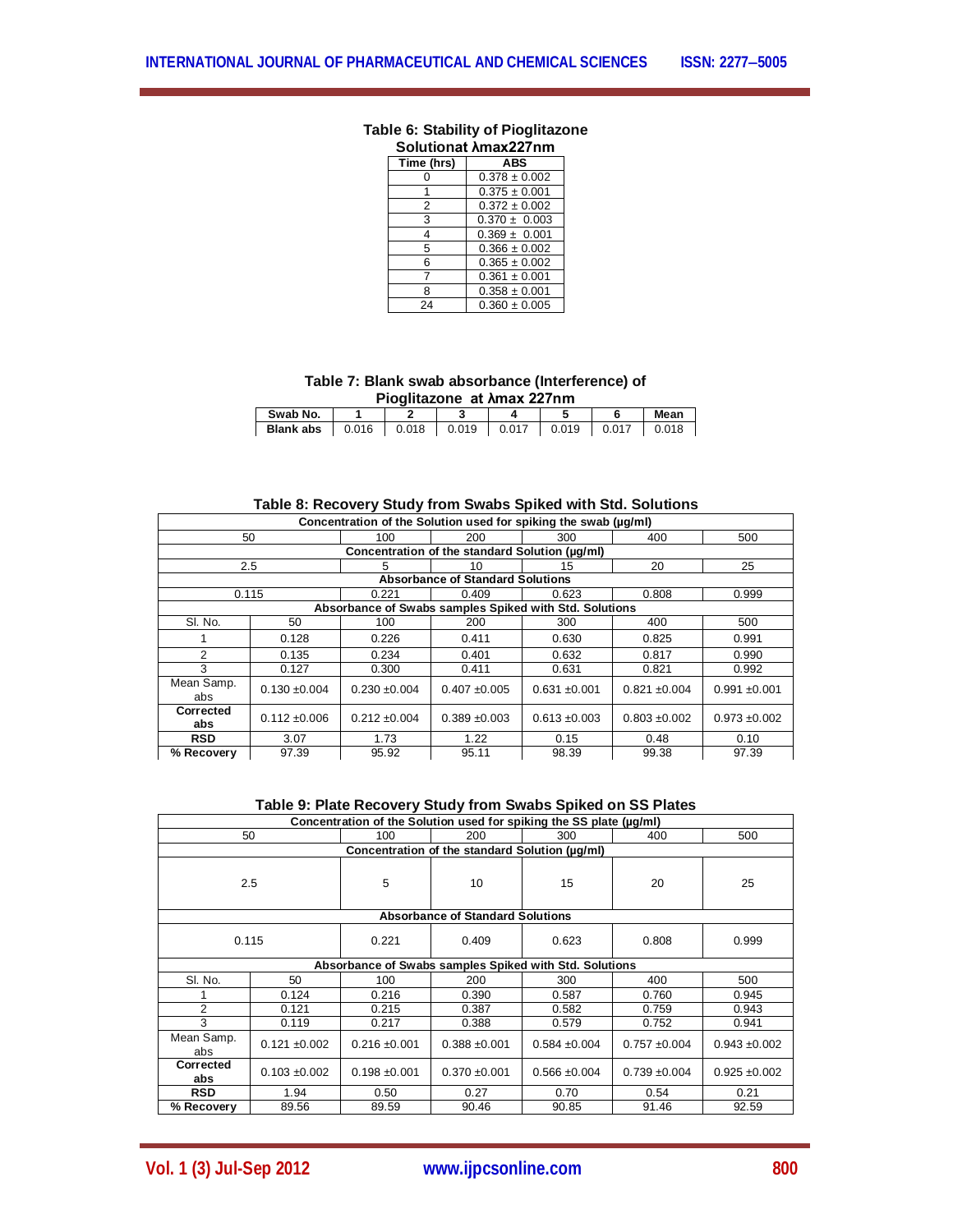**Table 6: Stability of Pioglitazone Solutionat λmax227nm**

| Time (hrs) | ABS |
|---|---|
| 0 | 0.378 ± 0.002 |
| 1 | 0.375 ± 0.001 |
| 2 | 0.372 ± 0.002 |
| 3 | 0.370 ± 0.003 |
| 4 | 0.369 ± 0.001 |
| 5 | 0.366 ± 0.002 |
| 6 | 0.365 ± 0.002 |
| 7 | 0.361 ± 0.001 |
| 8 | 0.358 ± 0.001 |
| 24 | 0.360 ± 0.005 |

**Table 7: Blank swab absorbance (Interference) of Pioglitazone at λmax 227nm**

| Swab No. | 1 | 2 | 3 | 4 | 5 | 6 | Mean |
|---|---|---|---|---|---|---|---|
| Blank abs | 0.016 | 0.018 | 0.019 | 0.017 | 0.019 | 0.017 | 0.018 |

**Table 8: Recovery Study from Swabs Spiked with Std. Solutions**

| Concentration of the Solution used for spiking the swab (µg/ml) | | | | | | |
|---|---|---|---|---|---|---|
| 50 | | 100 | 200 | 300 | 400 | 500 |
| **Concentration of the standard Solution (µg/ml)** | | | | | | |
| 2.5 | | 5 | 10 | 15 | 20 | 25 |
| **Absorbance of Standard Solutions** | | | | | | |
| 0.115 | | 0.221 | 0.409 | 0.623 | 0.808 | 0.999 |
| **Absorbance of Swabs samples Spiked with Std. Solutions** | | | | | | |
| Sl. No. | 50 | 100 | 200 | 300 | 400 | 500 |
| 1 | 0.128 | 0.226 | 0.411 | 0.630 | 0.825 | 0.991 |
| 2 | 0.135 | 0.234 | 0.401 | 0.632 | 0.817 | 0.990 |
| 3 | 0.127 | 0.300 | 0.411 | 0.631 | 0.821 | 0.992 |
| Mean Samp. abs | 0.130 ±0.004 | 0.230 ±0.004 | 0.407 ±0.005 | 0.631 ±0.001 | 0.821 ±0.004 | 0.991 ±0.001 |
| **Corrected abs** | 0.112 ±0.006 | 0.212 ±0.004 | 0.389 ±0.003 | 0.613 ±0.003 | 0.803 ±0.002 | 0.973 ±0.002 |
| **RSD** | 3.07 | 1.73 | 1.22 | 0.15 | 0.48 | 0.10 |
| **% Recovery** | 97.39 | 95.92 | 95.11 | 98.39 | 99.38 | 97.39 |

**Table 9: Plate Recovery Study from Swabs Spiked on SS Plates**

| Concentration of the Solution used for spiking the SS plate (µg/ml) | | | | | | |
|---|---|---|---|---|---|---|
| 50 | | 100 | 200 | 300 | 400 | 500 |
| **Concentration of the standard Solution (µg/ml)** | | | | | | |
| 2.5 | | 5 | 10 | 15 | 20 | 25 |
| **Absorbance of Standard Solutions** | | | | | | |
| 0.115 | | 0.221 | 0.409 | 0.623 | 0.808 | 0.999 |
| **Absorbance of Swabs samples Spiked with Std. Solutions** | | | | | | |
| Sl. No. | 50 | 100 | 200 | 300 | 400 | 500 |
| 1 | 0.124 | 0.216 | 0.390 | 0.587 | 0.760 | 0.945 |
| 2 | 0.121 | 0.215 | 0.387 | 0.582 | 0.759 | 0.943 |
| 3 | 0.119 | 0.217 | 0.388 | 0.579 | 0.752 | 0.941 |
| Mean Samp. abs | 0.121 ±0.002 | 0.216 ±0.001 | 0.388 ±0.001 | 0.584 ±0.004 | 0.757 ±0.004 | 0.943 ±0.002 |
| **Corrected abs** | 0.103 ±0.002 | 0.198 ±0.001 | 0.370 ±0.001 | 0.566 ±0.004 | 0.739 ±0.004 | 0.925 ±0.002 |
| **RSD** | 1.94 | 0.50 | 0.27 | 0.70 | 0.54 | 0.21 |
| **% Recovery** | 89.56 | 89.59 | 90.46 | 90.85 | 91.46 | 92.59 |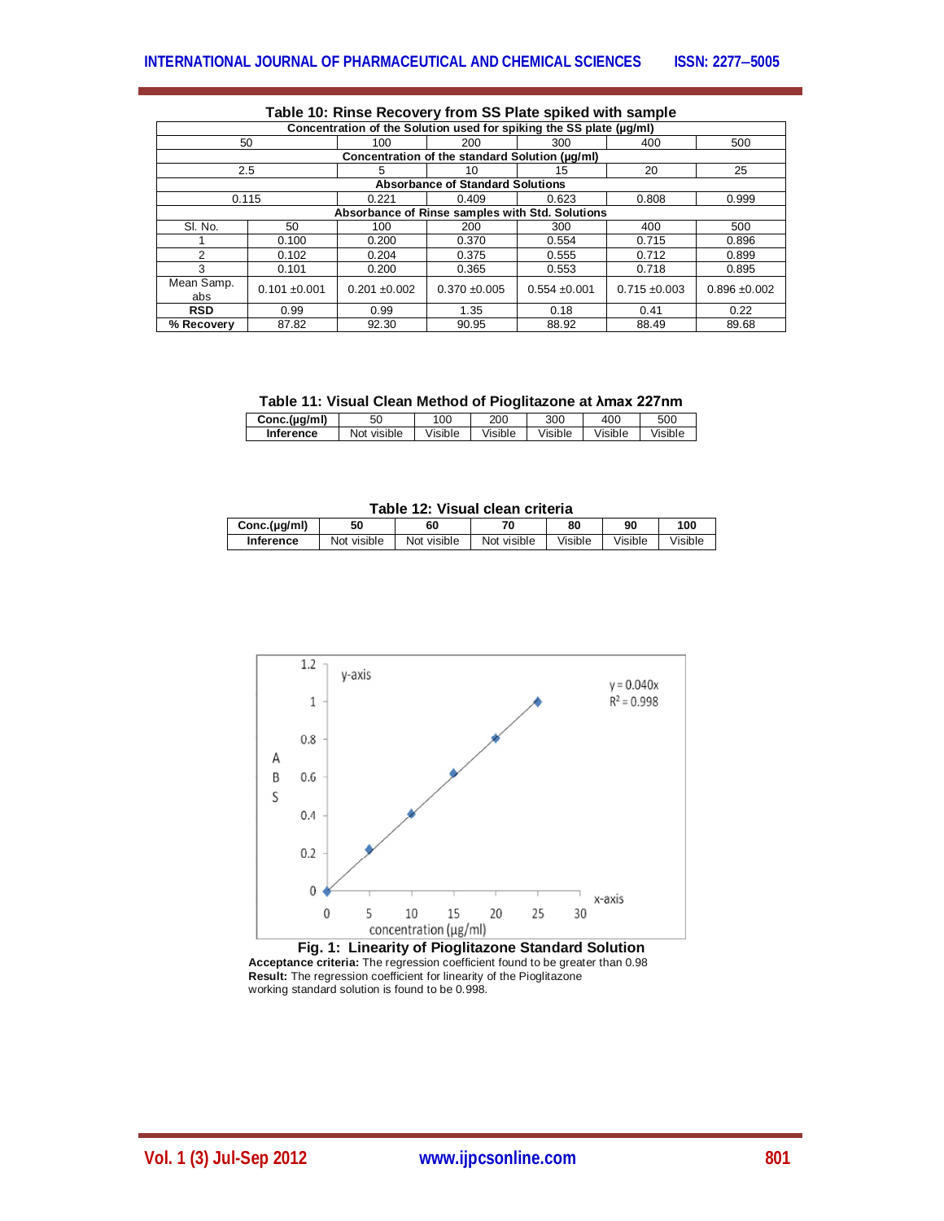**Table 10: Rinse Recovery from SS Plate spiked with sample**

| Concentration of the Solution used for spiking the SS plate (µg/ml) | | | | | | |
|---|---|---|---|---|---|---|
| 50 | | 100 | 200 | 300 | 400 | 500 |
| **Concentration of the standard Solution (µg/ml)** | | | | | | |
| 2.5 | | 5 | 10 | 15 | 20 | 25 |
| **Absorbance of Standard Solutions** | | | | | | |
| 0.115 | | 0.221 | 0.409 | 0.623 | 0.808 | 0.999 |
| **Absorbance of Rinse samples with Std. Solutions** | | | | | | |
| Sl. No. | 50 | 100 | 200 | 300 | 400 | 500 |
| 1 | 0.100 | 0.200 | 0.370 | 0.554 | 0.715 | 0.896 |
| 2 | 0.102 | 0.204 | 0.375 | 0.555 | 0.712 | 0.899 |
| 3 | 0.101 | 0.200 | 0.365 | 0.553 | 0.718 | 0.895 |
| Mean Samp. abs | 0.101 ±0.001 | 0.201 ±0.002 | 0.370 ±0.005 | 0.554 ±0.001 | 0.715 ±0.003 | 0.896 ±0.002 |
| **RSD** | 0.99 | 0.99 | 1.35 | 0.18 | 0.41 | 0.22 |
| **% Recovery** | 87.82 | 92.30 | 90.95 | 88.92 | 88.49 | 89.68 |

**Table 11: Visual Clean Method of Pioglitazone at λmax 227nm**

| **Conc.(µg/ml)** | 50 | 100 | 200 | 300 | 400 | 500 |
|---|---|---|---|---|---|---|
| **Inference** | Not visible | Visible | Visible | Visible | Visible | Visible |

**Table 12: Visual clean criteria**

| **Conc.(µg/ml)** | **50** | **60** | **70** | **80** | **90** | **100** |
|---|---|---|---|---|---|---|
| **Inference** | Not visible | Not visible | Not visible | Visible | Visible | Visible |

**Fig. 1: Linearity of Pioglitazone Standard Solution**

**Acceptance criteria:** The regression coefficient found to be greater than 0.98

**Result:** The regression coefficient for linearity of the Pioglitazone working standard solution is found to be 0.998.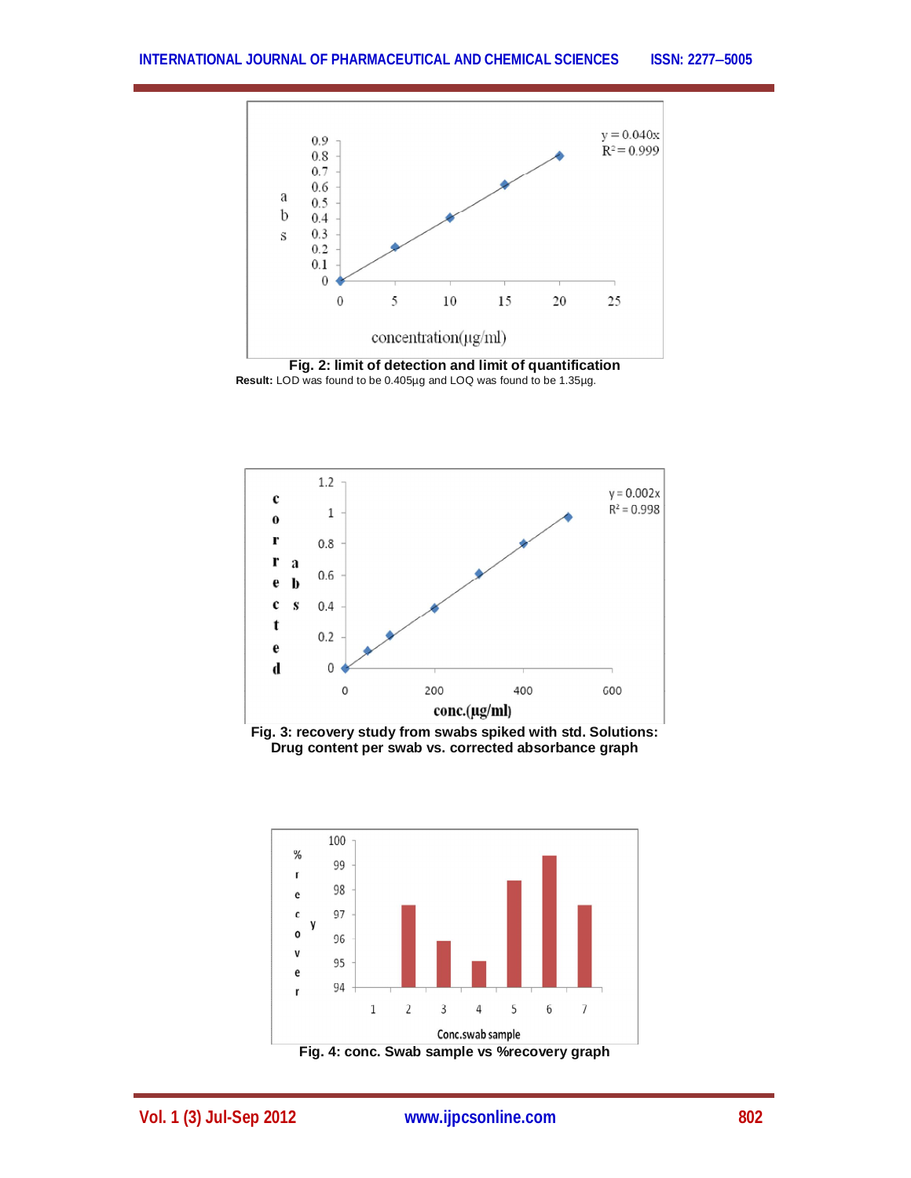Fig. 2: limit of detection and limit of quantification

**Result:** LOD was found to be 0.405µg and LOQ was found to be 1.35µg.

Fig. 3: recovery study from swabs spiked with std. Solutions: Drug content per swab vs. corrected absorbance graph

Fig. 4: conc. Swab sample vs %recovery graph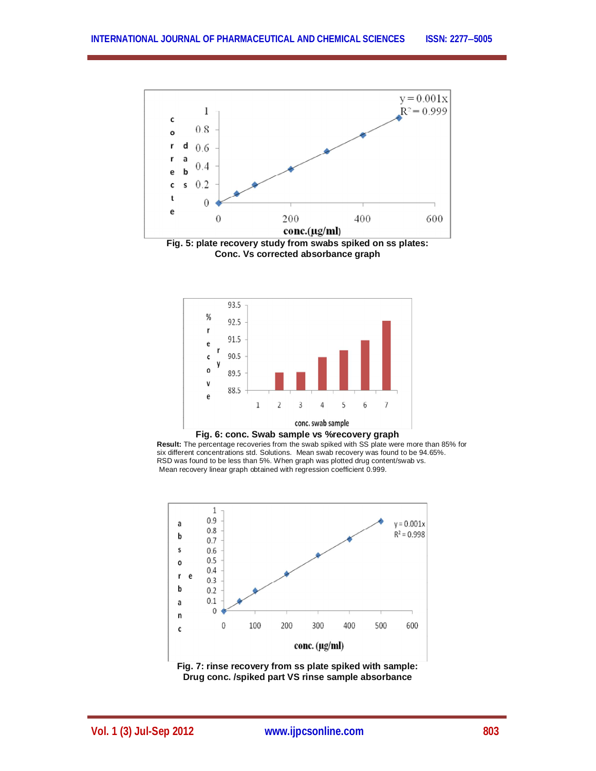Fig. 5: plate recovery study from swabs spiked on ss plates: Conc. Vs corrected absorbance graph

Fig. 6: conc. Swab sample vs %recovery graph

**Result:** The percentage recoveries from the swab spiked with SS plate were more than 85% for six different concentrations std. Solutions. Mean swab recovery was found to be 94.65%. RSD was found to be less than 5%. When graph was plotted drug content/swab vs. Mean recovery linear graph obtained with regression coefficient 0.999.

Fig. 7: rinse recovery from ss plate spiked with sample: Drug conc. /spiked part VS rinse sample absorbance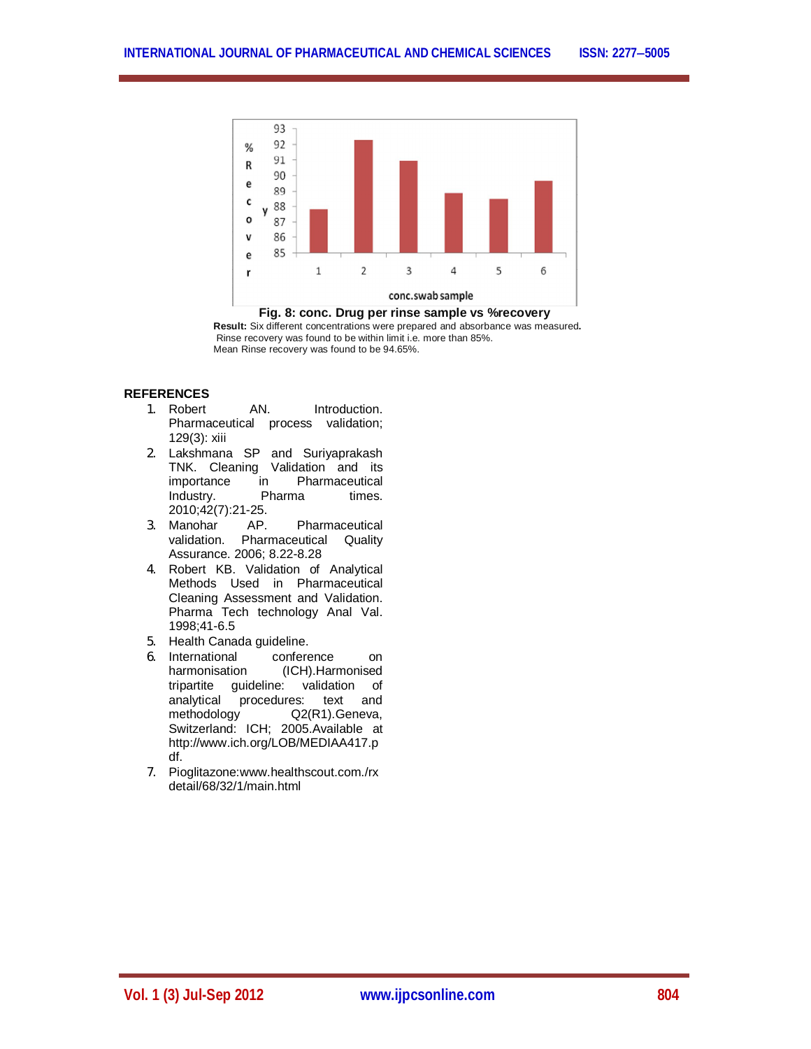% Recovery y

93
92
91
90
89
88
87
86
85

1 2 3 4 5 6

conc.swab sample

**Fig. 8: conc. Drug per rinse sample vs %recovery**

**Result:** Six different concentrations were prepared and absorbance was measured. Rinse recovery was found to be within limit i.e. more than 85%. Mean Rinse recovery was found to be 94.65%.

## REFERENCES

1. Robert AN. Introduction. Pharmaceutical process validation; 129(3): xiii
2. Lakshmana SP and Suriyaprakash TNK. Cleaning Validation and its importance in Pharmaceutical Industry. Pharma times. 2010;42(7):21-25.
3. Manohar AP. Pharmaceutical validation. Pharmaceutical Quality Assurance. 2006; 8.22-8.28
4. Robert KB. Validation of Analytical Methods Used in Pharmaceutical Cleaning Assessment and Validation. Pharma Tech technology Anal Val. 1998;41-6.5
5. Health Canada guideline.
6. International conference on harmonisation (ICH).Harmonised tripartite guideline: validation of analytical procedures: text and methodology Q2(R1).Geneva, Switzerland: ICH; 2005.Available at http://www.ich.org/LOB/MEDIAA417.pdf.
7. Pioglitazone:www.healthscout.com./rx detail/68/32/1/main.html